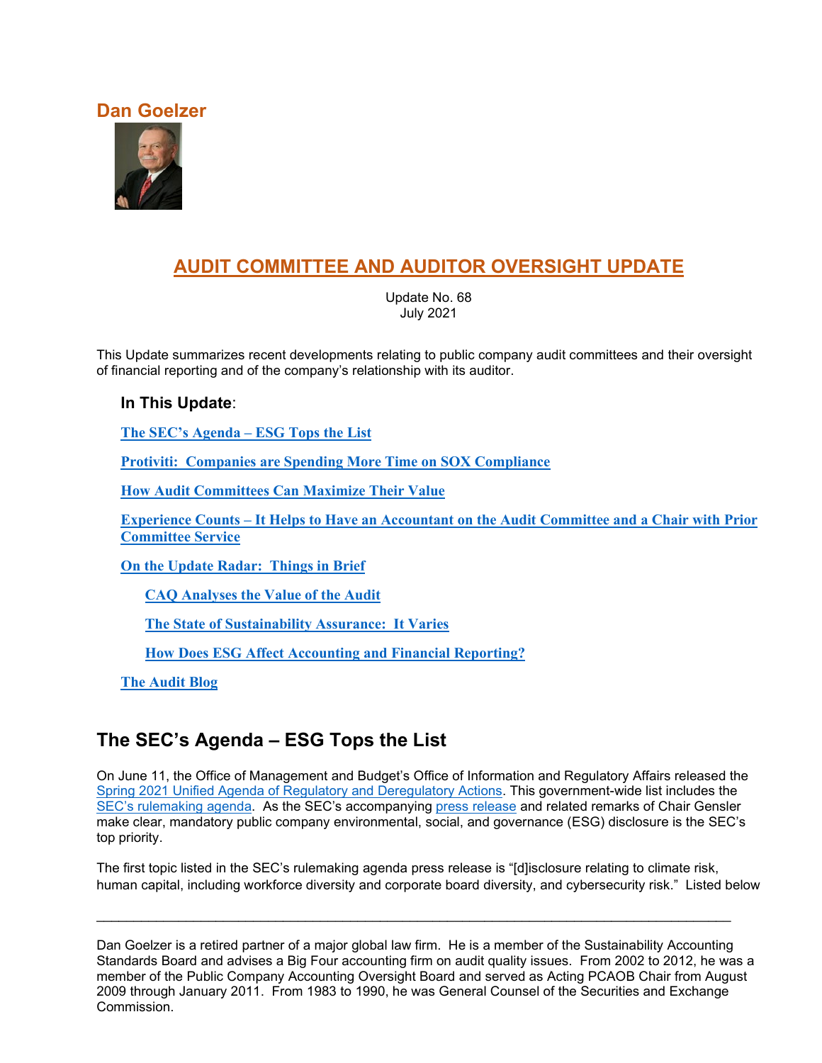# Dan Goelzer

## AUDIT COMMITTEE AND AUDITOR OVERSIGHT UPDATE

Update No. 68
July 2021

This Update summarizes recent developments relating to public company audit committees and their oversight of financial reporting and of the company's relationship with its auditor.

**In This Update**:

[The SEC's Agenda – ESG Tops the List](#)

[Protiviti: Companies are Spending More Time on SOX Compliance](#)

[How Audit Committees Can Maximize Their Value](#)

[Experience Counts – It Helps to Have an Accountant on the Audit Committee and a Chair with Prior Committee Service](#)

[On the Update Radar: Things in Brief](#)

- [CAQ Analyses the Value of the Audit](#)
- [The State of Sustainability Assurance: It Varies](#)
- [How Does ESG Affect Accounting and Financial Reporting?](#)

[The Audit Blog](#)

## The SEC's Agenda – ESG Tops the List

On June 11, the Office of Management and Budget's Office of Information and Regulatory Affairs released the Spring 2021 Unified Agenda of Regulatory and Deregulatory Actions. This government-wide list includes the SEC's rulemaking agenda. As the SEC's accompanying press release and related remarks of Chair Gensler make clear, mandatory public company environmental, social, and governance (ESG) disclosure is the SEC's top priority.

The first topic listed in the SEC's rulemaking agenda press release is "[d]isclosure relating to climate risk, human capital, including workforce diversity and corporate board diversity, and cybersecurity risk." Listed below

---

Dan Goelzer is a retired partner of a major global law firm. He is a member of the Sustainability Accounting Standards Board and advises a Big Four accounting firm on audit quality issues. From 2002 to 2012, he was a member of the Public Company Accounting Oversight Board and served as Acting PCAOB Chair from August 2009 through January 2011. From 1983 to 1990, he was General Counsel of the Securities and Exchange Commission.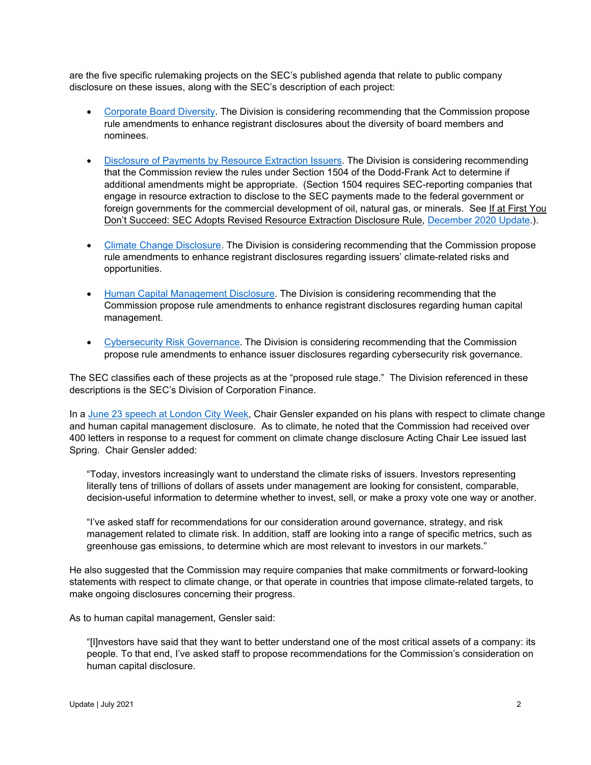are the five specific rulemaking projects on the SEC's published agenda that relate to public company disclosure on these issues, along with the SEC's description of each project:

- Corporate Board Diversity. The Division is considering recommending that the Commission propose rule amendments to enhance registrant disclosures about the diversity of board members and nominees.
- Disclosure of Payments by Resource Extraction Issuers. The Division is considering recommending that the Commission review the rules under Section 1504 of the Dodd-Frank Act to determine if additional amendments might be appropriate. (Section 1504 requires SEC-reporting companies that engage in resource extraction to disclose to the SEC payments made to the federal government or foreign governments for the commercial development of oil, natural gas, or minerals. See If at First You Don't Succeed: SEC Adopts Revised Resource Extraction Disclosure Rule, December 2020 Update.).
- Climate Change Disclosure. The Division is considering recommending that the Commission propose rule amendments to enhance registrant disclosures regarding issuers' climate-related risks and opportunities.
- Human Capital Management Disclosure. The Division is considering recommending that the Commission propose rule amendments to enhance registrant disclosures regarding human capital management.
- Cybersecurity Risk Governance. The Division is considering recommending that the Commission propose rule amendments to enhance issuer disclosures regarding cybersecurity risk governance.

The SEC classifies each of these projects as at the "proposed rule stage." The Division referenced in these descriptions is the SEC's Division of Corporation Finance.

In a June 23 speech at London City Week, Chair Gensler expanded on his plans with respect to climate change and human capital management disclosure. As to climate, he noted that the Commission had received over 400 letters in response to a request for comment on climate change disclosure Acting Chair Lee issued last Spring. Chair Gensler added:

> "Today, investors increasingly want to understand the climate risks of issuers. Investors representing literally tens of trillions of dollars of assets under management are looking for consistent, comparable, decision-useful information to determine whether to invest, sell, or make a proxy vote one way or another.
>
> "I've asked staff for recommendations for our consideration around governance, strategy, and risk management related to climate risk. In addition, staff are looking into a range of specific metrics, such as greenhouse gas emissions, to determine which are most relevant to investors in our markets."

He also suggested that the Commission may require companies that make commitments or forward-looking statements with respect to climate change, or that operate in countries that impose climate-related targets, to make ongoing disclosures concerning their progress.

As to human capital management, Gensler said:

> "[I]nvestors have said that they want to better understand one of the most critical assets of a company: its people. To that end, I've asked staff to propose recommendations for the Commission's consideration on human capital disclosure.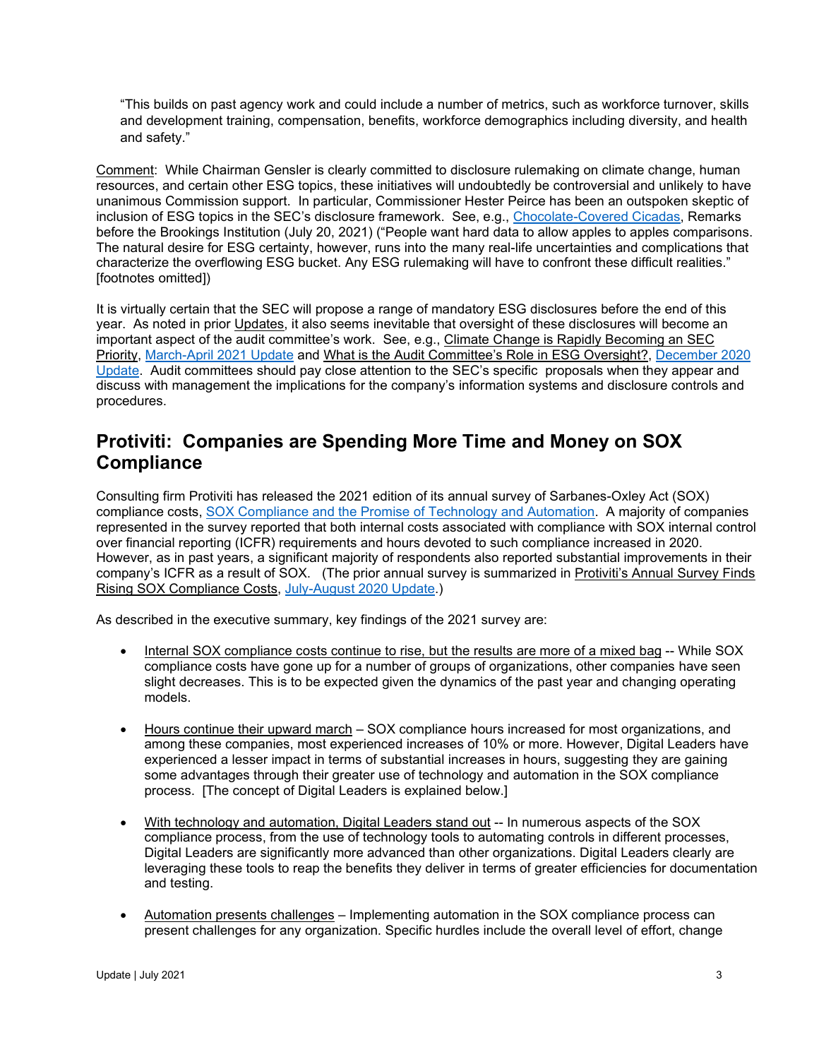> "This builds on past agency work and could include a number of metrics, such as workforce turnover, skills and development training, compensation, benefits, workforce demographics including diversity, and health and safety."

Comment: While Chairman Gensler is clearly committed to disclosure rulemaking on climate change, human resources, and certain other ESG topics, these initiatives will undoubtedly be controversial and unlikely to have unanimous Commission support. In particular, Commissioner Hester Peirce has been an outspoken skeptic of inclusion of ESG topics in the SEC's disclosure framework. See, e.g., Chocolate-Covered Cicadas, Remarks before the Brookings Institution (July 20, 2021) ("People want hard data to allow apples to apples comparisons. The natural desire for ESG certainty, however, runs into the many real-life uncertainties and complications that characterize the overflowing ESG bucket. Any ESG rulemaking will have to confront these difficult realities." [footnotes omitted])

It is virtually certain that the SEC will propose a range of mandatory ESG disclosures before the end of this year. As noted in prior Updates, it also seems inevitable that oversight of these disclosures will become an important aspect of the audit committee's work. See, e.g., Climate Change is Rapidly Becoming an SEC Priority, March-April 2021 Update and What is the Audit Committee's Role in ESG Oversight?, December 2020 Update. Audit committees should pay close attention to the SEC's specific proposals when they appear and discuss with management the implications for the company's information systems and disclosure controls and procedures.

## Protiviti: Companies are Spending More Time and Money on SOX Compliance

Consulting firm Protiviti has released the 2021 edition of its annual survey of Sarbanes-Oxley Act (SOX) compliance costs, SOX Compliance and the Promise of Technology and Automation. A majority of companies represented in the survey reported that both internal costs associated with compliance with SOX internal control over financial reporting (ICFR) requirements and hours devoted to such compliance increased in 2020. However, as in past years, a significant majority of respondents also reported substantial improvements in their company's ICFR as a result of SOX. (The prior annual survey is summarized in Protiviti's Annual Survey Finds Rising SOX Compliance Costs, July-August 2020 Update.)

As described in the executive summary, key findings of the 2021 survey are:

- Internal SOX compliance costs continue to rise, but the results are more of a mixed bag -- While SOX compliance costs have gone up for a number of groups of organizations, other companies have seen slight decreases. This is to be expected given the dynamics of the past year and changing operating models.

- Hours continue their upward march – SOX compliance hours increased for most organizations, and among these companies, most experienced increases of 10% or more. However, Digital Leaders have experienced a lesser impact in terms of substantial increases in hours, suggesting they are gaining some advantages through their greater use of technology and automation in the SOX compliance process. [The concept of Digital Leaders is explained below.]

- With technology and automation, Digital Leaders stand out -- In numerous aspects of the SOX compliance process, from the use of technology tools to automating controls in different processes, Digital Leaders are significantly more advanced than other organizations. Digital Leaders clearly are leveraging these tools to reap the benefits they deliver in terms of greater efficiencies for documentation and testing.

- Automation presents challenges – Implementing automation in the SOX compliance process can present challenges for any organization. Specific hurdles include the overall level of effort, change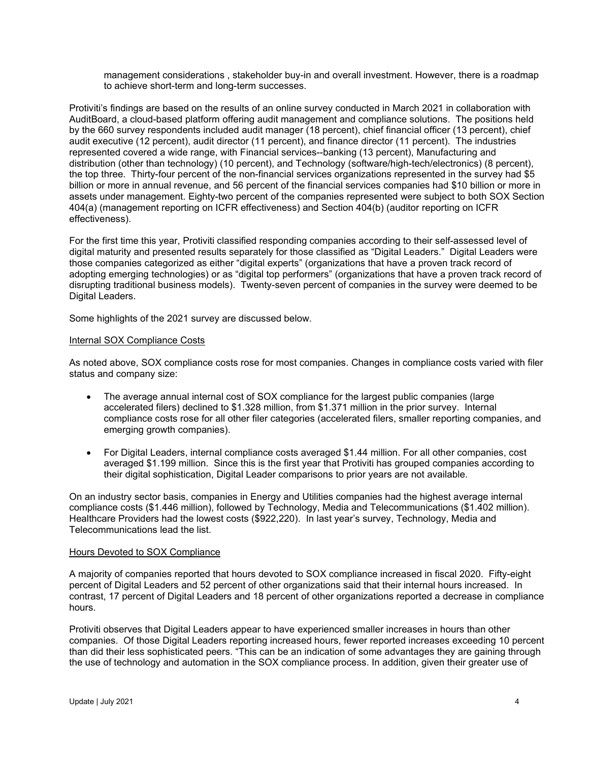management considerations , stakeholder buy-in and overall investment. However, there is a roadmap to achieve short-term and long-term successes.

Protiviti's findings are based on the results of an online survey conducted in March 2021 in collaboration with AuditBoard, a cloud-based platform offering audit management and compliance solutions. The positions held by the 660 survey respondents included audit manager (18 percent), chief financial officer (13 percent), chief audit executive (12 percent), audit director (11 percent), and finance director (11 percent). The industries represented covered a wide range, with Financial services--banking (13 percent), Manufacturing and distribution (other than technology) (10 percent), and Technology (software/high-tech/electronics) (8 percent), the top three. Thirty-four percent of the non-financial services organizations represented in the survey had $5 billion or more in annual revenue, and 56 percent of the financial services companies had $10 billion or more in assets under management. Eighty-two percent of the companies represented were subject to both SOX Section 404(a) (management reporting on ICFR effectiveness) and Section 404(b) (auditor reporting on ICFR effectiveness).

For the first time this year, Protiviti classified responding companies according to their self-assessed level of digital maturity and presented results separately for those classified as "Digital Leaders." Digital Leaders were those companies categorized as either "digital experts" (organizations that have a proven track record of adopting emerging technologies) or as "digital top performers" (organizations that have a proven track record of disrupting traditional business models). Twenty-seven percent of companies in the survey were deemed to be Digital Leaders.

Some highlights of the 2021 survey are discussed below.

Internal SOX Compliance Costs

As noted above, SOX compliance costs rose for most companies. Changes in compliance costs varied with filer status and company size:

- The average annual internal cost of SOX compliance for the largest public companies (large accelerated filers) declined to $1.328 million, from $1.371 million in the prior survey. Internal compliance costs rose for all other filer categories (accelerated filers, smaller reporting companies, and emerging growth companies).

- For Digital Leaders, internal compliance costs averaged $1.44 million. For all other companies, cost averaged $1.199 million. Since this is the first year that Protiviti has grouped companies according to their digital sophistication, Digital Leader comparisons to prior years are not available.

On an industry sector basis, companies in Energy and Utilities companies had the highest average internal compliance costs ($1.446 million), followed by Technology, Media and Telecommunications ($1.402 million). Healthcare Providers had the lowest costs ($922,220). In last year's survey, Technology, Media and Telecommunications lead the list.

Hours Devoted to SOX Compliance

A majority of companies reported that hours devoted to SOX compliance increased in fiscal 2020. Fifty-eight percent of Digital Leaders and 52 percent of other organizations said that their internal hours increased. In contrast, 17 percent of Digital Leaders and 18 percent of other organizations reported a decrease in compliance hours.

Protiviti observes that Digital Leaders appear to have experienced smaller increases in hours than other companies. Of those Digital Leaders reporting increased hours, fewer reported increases exceeding 10 percent than did their less sophisticated peers. "This can be an indication of some advantages they are gaining through the use of technology and automation in the SOX compliance process. In addition, given their greater use of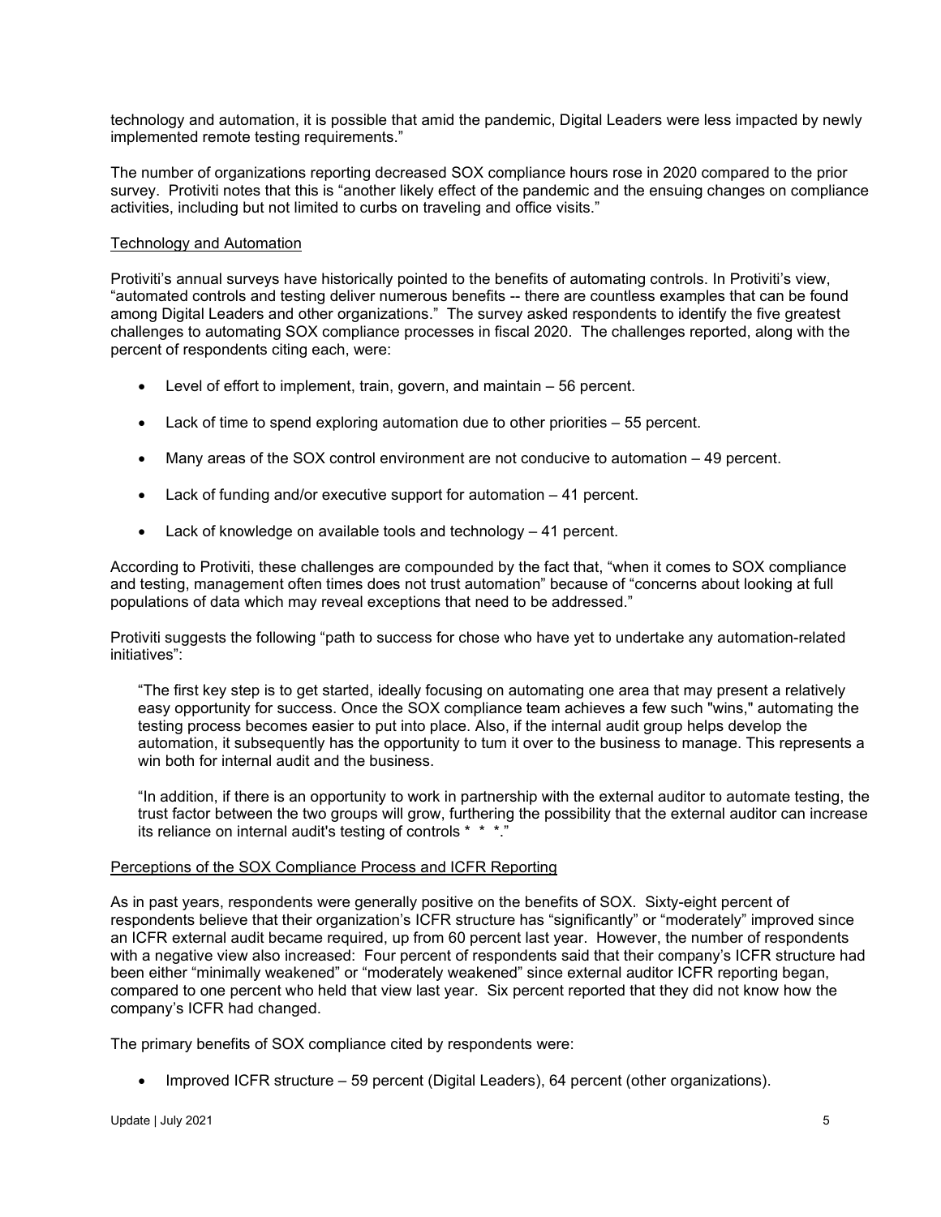technology and automation, it is possible that amid the pandemic, Digital Leaders were less impacted by newly implemented remote testing requirements."

The number of organizations reporting decreased SOX compliance hours rose in 2020 compared to the prior survey. Protiviti notes that this is "another likely effect of the pandemic and the ensuing changes on compliance activities, including but not limited to curbs on traveling and office visits."

## Technology and Automation

Protiviti's annual surveys have historically pointed to the benefits of automating controls. In Protiviti's view, "automated controls and testing deliver numerous benefits -- there are countless examples that can be found among Digital Leaders and other organizations." The survey asked respondents to identify the five greatest challenges to automating SOX compliance processes in fiscal 2020. The challenges reported, along with the percent of respondents citing each, were:

- Level of effort to implement, train, govern, and maintain – 56 percent.
- Lack of time to spend exploring automation due to other priorities – 55 percent.
- Many areas of the SOX control environment are not conducive to automation – 49 percent.
- Lack of funding and/or executive support for automation – 41 percent.
- Lack of knowledge on available tools and technology – 41 percent.

According to Protiviti, these challenges are compounded by the fact that, "when it comes to SOX compliance and testing, management often times does not trust automation" because of "concerns about looking at full populations of data which may reveal exceptions that need to be addressed."

Protiviti suggests the following "path to success for chose who have yet to undertake any automation-related initiatives":

> "The first key step is to get started, ideally focusing on automating one area that may present a relatively easy opportunity for success. Once the SOX compliance team achieves a few such "wins," automating the testing process becomes easier to put into place. Also, if the internal audit group helps develop the automation, it subsequently has the opportunity to tum it over to the business to manage. This represents a win both for internal audit and the business.
>
> "In addition, if there is an opportunity to work in partnership with the external auditor to automate testing, the trust factor between the two groups will grow, furthering the possibility that the external auditor can increase its reliance on internal audit's testing of controls * * *."

## Perceptions of the SOX Compliance Process and ICFR Reporting

As in past years, respondents were generally positive on the benefits of SOX. Sixty-eight percent of respondents believe that their organization's ICFR structure has "significantly" or "moderately" improved since an ICFR external audit became required, up from 60 percent last year. However, the number of respondents with a negative view also increased: Four percent of respondents said that their company's ICFR structure had been either "minimally weakened" or "moderately weakened" since external auditor ICFR reporting began, compared to one percent who held that view last year. Six percent reported that they did not know how the company's ICFR had changed.

The primary benefits of SOX compliance cited by respondents were:

- Improved ICFR structure – 59 percent (Digital Leaders), 64 percent (other organizations).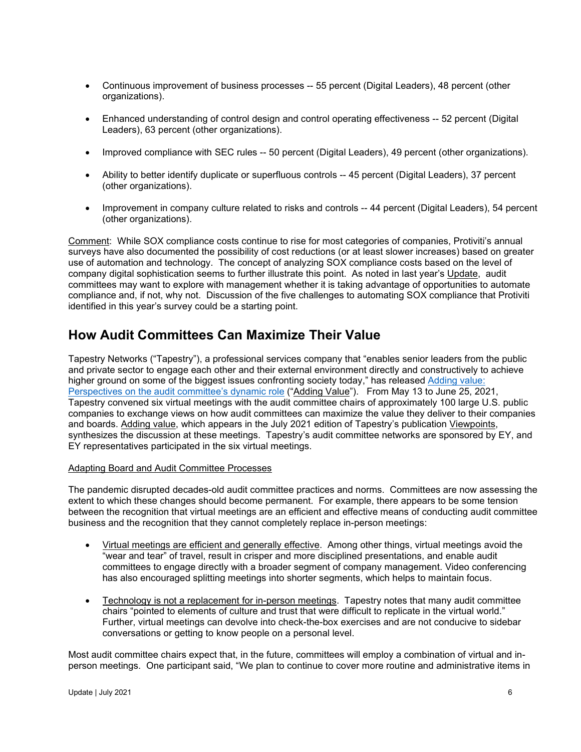- Continuous improvement of business processes -- 55 percent (Digital Leaders), 48 percent (other organizations).

- Enhanced understanding of control design and control operating effectiveness -- 52 percent (Digital Leaders), 63 percent (other organizations).

- Improved compliance with SEC rules -- 50 percent (Digital Leaders), 49 percent (other organizations).

- Ability to better identify duplicate or superfluous controls -- 45 percent (Digital Leaders), 37 percent (other organizations).

- Improvement in company culture related to risks and controls -- 44 percent (Digital Leaders), 54 percent (other organizations).

Comment: While SOX compliance costs continue to rise for most categories of companies, Protiviti's annual surveys have also documented the possibility of cost reductions (or at least slower increases) based on greater use of automation and technology. The concept of analyzing SOX compliance costs based on the level of company digital sophistication seems to further illustrate this point. As noted in last year's Update, audit committees may want to explore with management whether it is taking advantage of opportunities to automate compliance and, if not, why not. Discussion of the five challenges to automating SOX compliance that Protiviti identified in this year's survey could be a starting point.

## How Audit Committees Can Maximize Their Value

Tapestry Networks ("Tapestry"), a professional services company that "enables senior leaders from the public and private sector to engage each other and their external environment directly and constructively to achieve higher ground on some of the biggest issues confronting society today," has released Adding value: Perspectives on the audit committee's dynamic role ("Adding Value"). From May 13 to June 25, 2021, Tapestry convened six virtual meetings with the audit committee chairs of approximately 100 large U.S. public companies to exchange views on how audit committees can maximize the value they deliver to their companies and boards. Adding value, which appears in the July 2021 edition of Tapestry's publication Viewpoints, synthesizes the discussion at these meetings. Tapestry's audit committee networks are sponsored by EY, and EY representatives participated in the six virtual meetings.

Adapting Board and Audit Committee Processes

The pandemic disrupted decades-old audit committee practices and norms. Committees are now assessing the extent to which these changes should become permanent. For example, there appears to be some tension between the recognition that virtual meetings are an efficient and effective means of conducting audit committee business and the recognition that they cannot completely replace in-person meetings:

- Virtual meetings are efficient and generally effective. Among other things, virtual meetings avoid the "wear and tear" of travel, result in crisper and more disciplined presentations, and enable audit committees to engage directly with a broader segment of company management. Video conferencing has also encouraged splitting meetings into shorter segments, which helps to maintain focus.

- Technology is not a replacement for in-person meetings. Tapestry notes that many audit committee chairs "pointed to elements of culture and trust that were difficult to replicate in the virtual world." Further, virtual meetings can devolve into check-the-box exercises and are not conducive to sidebar conversations or getting to know people on a personal level.

Most audit committee chairs expect that, in the future, committees will employ a combination of virtual and in-person meetings. One participant said, "We plan to continue to cover more routine and administrative items in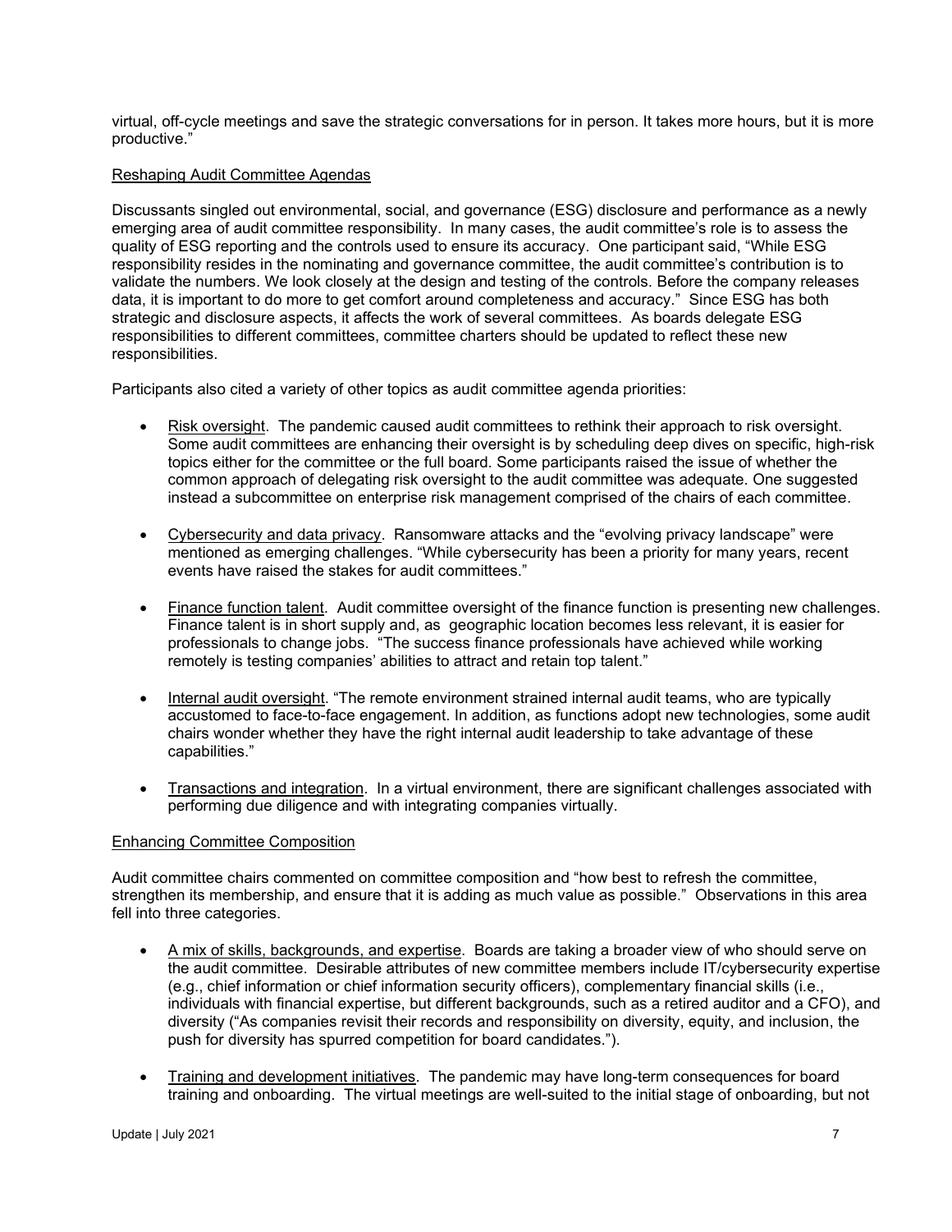virtual, off-cycle meetings and save the strategic conversations for in person. It takes more hours, but it is more productive."

## Reshaping Audit Committee Agendas

Discussants singled out environmental, social, and governance (ESG) disclosure and performance as a newly emerging area of audit committee responsibility. In many cases, the audit committee's role is to assess the quality of ESG reporting and the controls used to ensure its accuracy. One participant said, "While ESG responsibility resides in the nominating and governance committee, the audit committee's contribution is to validate the numbers. We look closely at the design and testing of the controls. Before the company releases data, it is important to do more to get comfort around completeness and accuracy." Since ESG has both strategic and disclosure aspects, it affects the work of several committees. As boards delegate ESG responsibilities to different committees, committee charters should be updated to reflect these new responsibilities.

Participants also cited a variety of other topics as audit committee agenda priorities:

- Risk oversight. The pandemic caused audit committees to rethink their approach to risk oversight. Some audit committees are enhancing their oversight is by scheduling deep dives on specific, high-risk topics either for the committee or the full board. Some participants raised the issue of whether the common approach of delegating risk oversight to the audit committee was adequate. One suggested instead a subcommittee on enterprise risk management comprised of the chairs of each committee.

- Cybersecurity and data privacy. Ransomware attacks and the "evolving privacy landscape" were mentioned as emerging challenges. "While cybersecurity has been a priority for many years, recent events have raised the stakes for audit committees."

- Finance function talent. Audit committee oversight of the finance function is presenting new challenges. Finance talent is in short supply and, as geographic location becomes less relevant, it is easier for professionals to change jobs. "The success finance professionals have achieved while working remotely is testing companies' abilities to attract and retain top talent."

- Internal audit oversight. "The remote environment strained internal audit teams, who are typically accustomed to face-to-face engagement. In addition, as functions adopt new technologies, some audit chairs wonder whether they have the right internal audit leadership to take advantage of these capabilities."

- Transactions and integration. In a virtual environment, there are significant challenges associated with performing due diligence and with integrating companies virtually.

## Enhancing Committee Composition

Audit committee chairs commented on committee composition and "how best to refresh the committee, strengthen its membership, and ensure that it is adding as much value as possible." Observations in this area fell into three categories.

- A mix of skills, backgrounds, and expertise. Boards are taking a broader view of who should serve on the audit committee. Desirable attributes of new committee members include IT/cybersecurity expertise (e.g., chief information or chief information security officers), complementary financial skills (i.e., individuals with financial expertise, but different backgrounds, such as a retired auditor and a CFO), and diversity ("As companies revisit their records and responsibility on diversity, equity, and inclusion, the push for diversity has spurred competition for board candidates.").

- Training and development initiatives. The pandemic may have long-term consequences for board training and onboarding. The virtual meetings are well-suited to the initial stage of onboarding, but not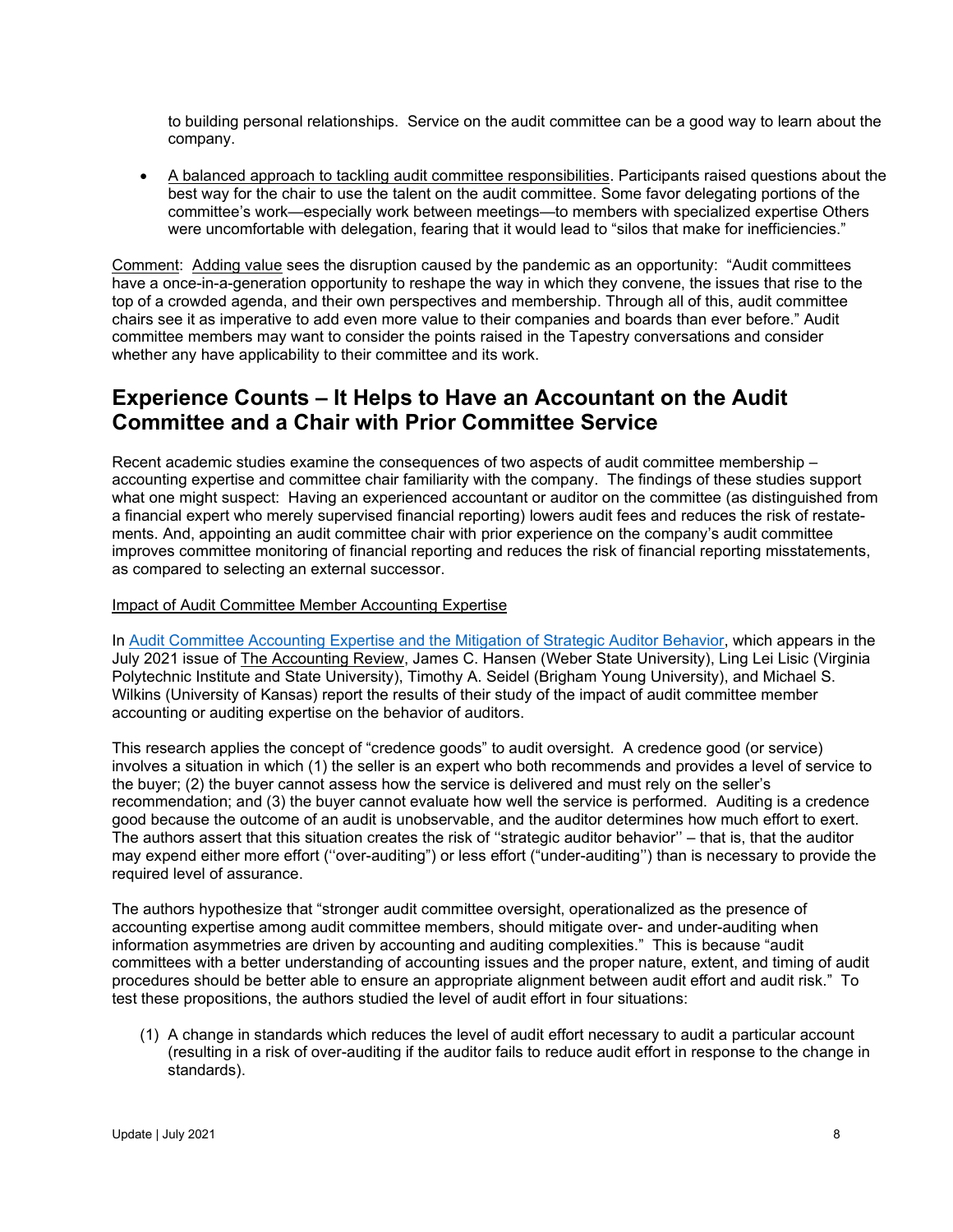to building personal relationships. Service on the audit committee can be a good way to learn about the company.

- A balanced approach to tackling audit committee responsibilities. Participants raised questions about the best way for the chair to use the talent on the audit committee. Some favor delegating portions of the committee's work—especially work between meetings—to members with specialized expertise Others were uncomfortable with delegation, fearing that it would lead to "silos that make for inefficiencies."

Comment: Adding value sees the disruption caused by the pandemic as an opportunity: "Audit committees have a once-in-a-generation opportunity to reshape the way in which they convene, the issues that rise to the top of a crowded agenda, and their own perspectives and membership. Through all of this, audit committee chairs see it as imperative to add even more value to their companies and boards than ever before." Audit committee members may want to consider the points raised in the Tapestry conversations and consider whether any have applicability to their committee and its work.

## Experience Counts – It Helps to Have an Accountant on the Audit Committee and a Chair with Prior Committee Service

Recent academic studies examine the consequences of two aspects of audit committee membership – accounting expertise and committee chair familiarity with the company. The findings of these studies support what one might suspect: Having an experienced accountant or auditor on the committee (as distinguished from a financial expert who merely supervised financial reporting) lowers audit fees and reduces the risk of restatements. And, appointing an audit committee chair with prior experience on the company's audit committee improves committee monitoring of financial reporting and reduces the risk of financial reporting misstatements, as compared to selecting an external successor.

Impact of Audit Committee Member Accounting Expertise

In Audit Committee Accounting Expertise and the Mitigation of Strategic Auditor Behavior, which appears in the July 2021 issue of The Accounting Review, James C. Hansen (Weber State University), Ling Lei Lisic (Virginia Polytechnic Institute and State University), Timothy A. Seidel (Brigham Young University), and Michael S. Wilkins (University of Kansas) report the results of their study of the impact of audit committee member accounting or auditing expertise on the behavior of auditors.

This research applies the concept of "credence goods" to audit oversight. A credence good (or service) involves a situation in which (1) the seller is an expert who both recommends and provides a level of service to the buyer; (2) the buyer cannot assess how the service is delivered and must rely on the seller's recommendation; and (3) the buyer cannot evaluate how well the service is performed. Auditing is a credence good because the outcome of an audit is unobservable, and the auditor determines how much effort to exert. The authors assert that this situation creates the risk of ''strategic auditor behavior'' – that is, that the auditor may expend either more effort (''over-auditing") or less effort ("under-auditing'') than is necessary to provide the required level of assurance.

The authors hypothesize that "stronger audit committee oversight, operationalized as the presence of accounting expertise among audit committee members, should mitigate over- and under-auditing when information asymmetries are driven by accounting and auditing complexities." This is because "audit committees with a better understanding of accounting issues and the proper nature, extent, and timing of audit procedures should be better able to ensure an appropriate alignment between audit effort and audit risk." To test these propositions, the authors studied the level of audit effort in four situations:

(1) A change in standards which reduces the level of audit effort necessary to audit a particular account (resulting in a risk of over-auditing if the auditor fails to reduce audit effort in response to the change in standards).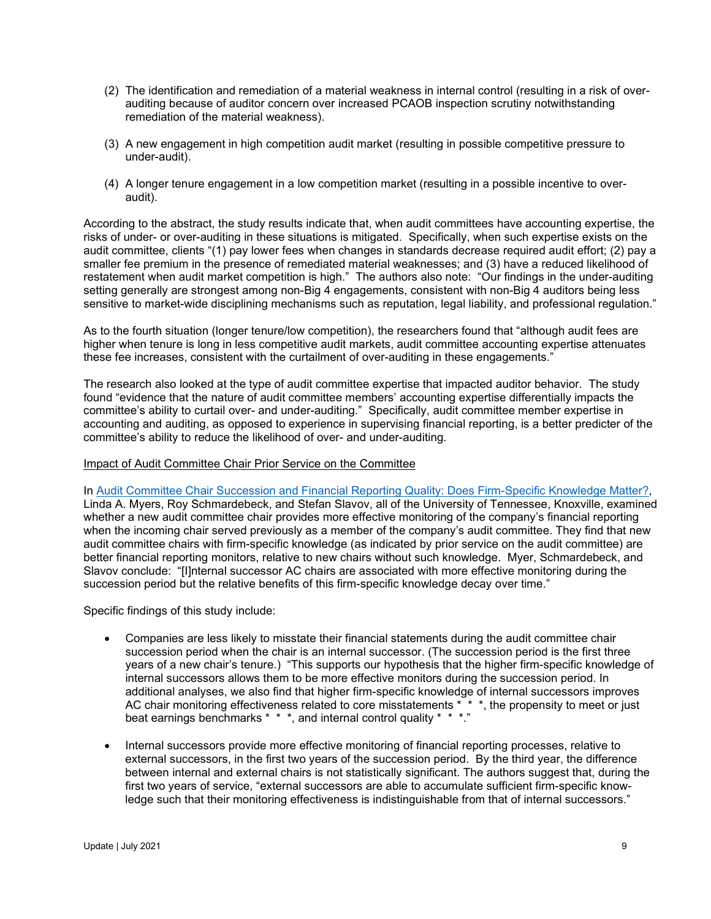(2) The identification and remediation of a material weakness in internal control (resulting in a risk of over-auditing because of auditor concern over increased PCAOB inspection scrutiny notwithstanding remediation of the material weakness).

(3) A new engagement in high competition audit market (resulting in possible competitive pressure to under-audit).

(4) A longer tenure engagement in a low competition market (resulting in a possible incentive to over-audit).

According to the abstract, the study results indicate that, when audit committees have accounting expertise, the risks of under- or over-auditing in these situations is mitigated. Specifically, when such expertise exists on the audit committee, clients "(1) pay lower fees when changes in standards decrease required audit effort; (2) pay a smaller fee premium in the presence of remediated material weaknesses; and (3) have a reduced likelihood of restatement when audit market competition is high." The authors also note: "Our findings in the under-auditing setting generally are strongest among non-Big 4 engagements, consistent with non-Big 4 auditors being less sensitive to market-wide disciplining mechanisms such as reputation, legal liability, and professional regulation."

As to the fourth situation (longer tenure/low competition), the researchers found that "although audit fees are higher when tenure is long in less competitive audit markets, audit committee accounting expertise attenuates these fee increases, consistent with the curtailment of over-auditing in these engagements."

The research also looked at the type of audit committee expertise that impacted auditor behavior. The study found "evidence that the nature of audit committee members' accounting expertise differentially impacts the committee's ability to curtail over- and under-auditing." Specifically, audit committee member expertise in accounting and auditing, as opposed to experience in supervising financial reporting, is a better predicter of the committee's ability to reduce the likelihood of over- and under-auditing.

<u>Impact of Audit Committee Chair Prior Service on the Committee</u>

In [Audit Committee Chair Succession and Financial Reporting Quality: Does Firm-Specific Knowledge Matter?](), Linda A. Myers, Roy Schmardebeck, and Stefan Slavov, all of the University of Tennessee, Knoxville, examined whether a new audit committee chair provides more effective monitoring of the company's financial reporting when the incoming chair served previously as a member of the company's audit committee. They find that new audit committee chairs with firm-specific knowledge (as indicated by prior service on the audit committee) are better financial reporting monitors, relative to new chairs without such knowledge. Myer, Schmardebeck, and Slavov conclude: "[I]nternal successor AC chairs are associated with more effective monitoring during the succession period but the relative benefits of this firm-specific knowledge decay over time."

Specific findings of this study include:

- Companies are less likely to misstate their financial statements during the audit committee chair succession period when the chair is an internal successor. (The succession period is the first three years of a new chair's tenure.) "This supports our hypothesis that the higher firm-specific knowledge of internal successors allows them to be more effective monitors during the succession period. In additional analyses, we also find that higher firm-specific knowledge of internal successors improves AC chair monitoring effectiveness related to core misstatements * * *, the propensity to meet or just beat earnings benchmarks * * *, and internal control quality * * *."

- Internal successors provide more effective monitoring of financial reporting processes, relative to external successors, in the first two years of the succession period. By the third year, the difference between internal and external chairs is not statistically significant. The authors suggest that, during the first two years of service, "external successors are able to accumulate sufficient firm-specific knowledge such that their monitoring effectiveness is indistinguishable from that of internal successors."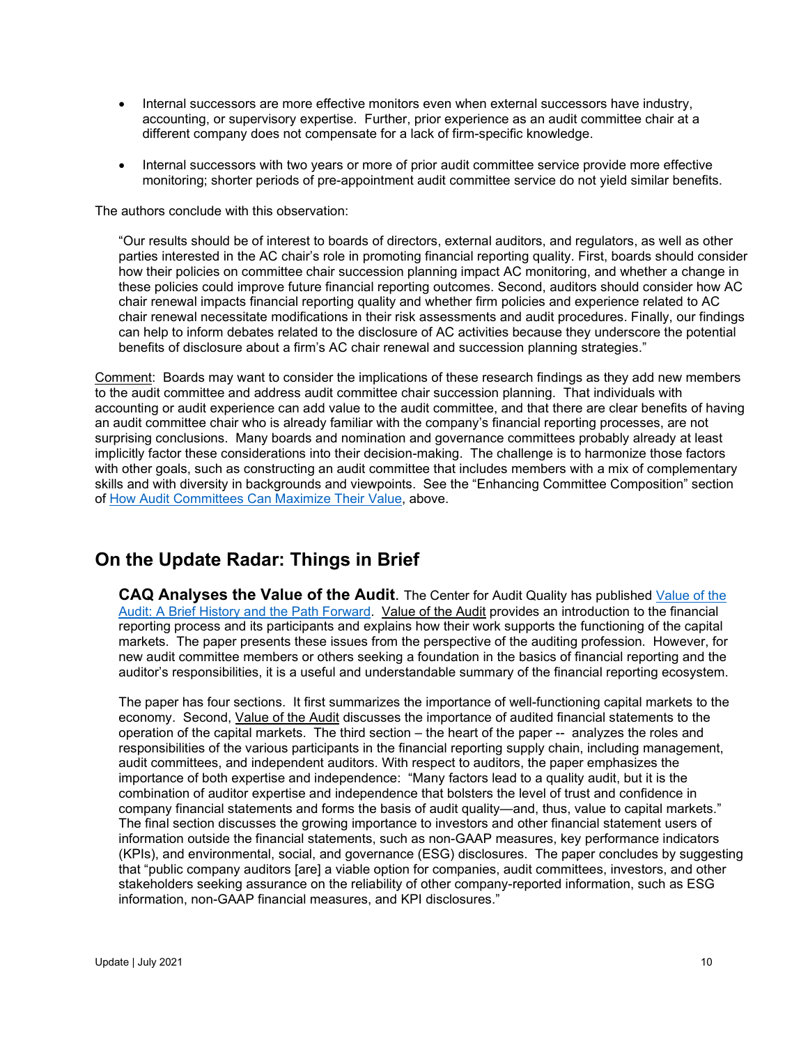- Internal successors are more effective monitors even when external successors have industry, accounting, or supervisory expertise. Further, prior experience as an audit committee chair at a different company does not compensate for a lack of firm-specific knowledge.

- Internal successors with two years or more of prior audit committee service provide more effective monitoring; shorter periods of pre-appointment audit committee service do not yield similar benefits.

The authors conclude with this observation:

> "Our results should be of interest to boards of directors, external auditors, and regulators, as well as other parties interested in the AC chair's role in promoting financial reporting quality. First, boards should consider how their policies on committee chair succession planning impact AC monitoring, and whether a change in these policies could improve future financial reporting outcomes. Second, auditors should consider how AC chair renewal impacts financial reporting quality and whether firm policies and experience related to AC chair renewal necessitate modifications in their risk assessments and audit procedures. Finally, our findings can help to inform debates related to the disclosure of AC activities because they underscore the potential benefits of disclosure about a firm's AC chair renewal and succession planning strategies."

Comment: Boards may want to consider the implications of these research findings as they add new members to the audit committee and address audit committee chair succession planning. That individuals with accounting or audit experience can add value to the audit committee, and that there are clear benefits of having an audit committee chair who is already familiar with the company's financial reporting processes, are not surprising conclusions. Many boards and nomination and governance committees probably already at least implicitly factor these considerations into their decision-making. The challenge is to harmonize those factors with other goals, such as constructing an audit committee that includes members with a mix of complementary skills and with diversity in backgrounds and viewpoints. See the "Enhancing Committee Composition" section of How Audit Committees Can Maximize Their Value, above.

## On the Update Radar: Things in Brief

**CAQ Analyses the Value of the Audit**. The Center for Audit Quality has published Value of the Audit: A Brief History and the Path Forward. Value of the Audit provides an introduction to the financial reporting process and its participants and explains how their work supports the functioning of the capital markets. The paper presents these issues from the perspective of the auditing profession. However, for new audit committee members or others seeking a foundation in the basics of financial reporting and the auditor's responsibilities, it is a useful and understandable summary of the financial reporting ecosystem.

The paper has four sections. It first summarizes the importance of well-functioning capital markets to the economy. Second, Value of the Audit discusses the importance of audited financial statements to the operation of the capital markets. The third section – the heart of the paper -- analyzes the roles and responsibilities of the various participants in the financial reporting supply chain, including management, audit committees, and independent auditors. With respect to auditors, the paper emphasizes the importance of both expertise and independence: "Many factors lead to a quality audit, but it is the combination of auditor expertise and independence that bolsters the level of trust and confidence in company financial statements and forms the basis of audit quality—and, thus, value to capital markets." The final section discusses the growing importance to investors and other financial statement users of information outside the financial statements, such as non-GAAP measures, key performance indicators (KPIs), and environmental, social, and governance (ESG) disclosures. The paper concludes by suggesting that "public company auditors [are] a viable option for companies, audit committees, investors, and other stakeholders seeking assurance on the reliability of other company-reported information, such as ESG information, non-GAAP financial measures, and KPI disclosures."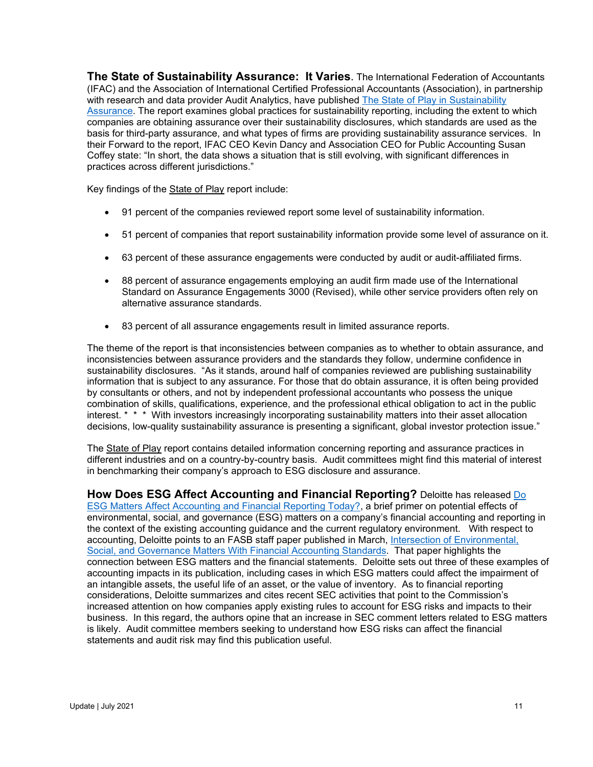**The State of Sustainability Assurance: It Varies**. The International Federation of Accountants (IFAC) and the Association of International Certified Professional Accountants (Association), in partnership with research and data provider Audit Analytics, have published [The State of Play in Sustainability Assurance](). The report examines global practices for sustainability reporting, including the extent to which companies are obtaining assurance over their sustainability disclosures, which standards are used as the basis for third-party assurance, and what types of firms are providing sustainability assurance services. In their Forward to the report, IFAC CEO Kevin Dancy and Association CEO for Public Accounting Susan Coffey state: "In short, the data shows a situation that is still evolving, with significant differences in practices across different jurisdictions."

Key findings of the State of Play report include:

- 91 percent of the companies reviewed report some level of sustainability information.
- 51 percent of companies that report sustainability information provide some level of assurance on it.
- 63 percent of these assurance engagements were conducted by audit or audit-affiliated firms.
- 88 percent of assurance engagements employing an audit firm made use of the International Standard on Assurance Engagements 3000 (Revised), while other service providers often rely on alternative assurance standards.
- 83 percent of all assurance engagements result in limited assurance reports.

The theme of the report is that inconsistencies between companies as to whether to obtain assurance, and inconsistencies between assurance providers and the standards they follow, undermine confidence in sustainability disclosures. "As it stands, around half of companies reviewed are publishing sustainability information that is subject to any assurance. For those that do obtain assurance, it is often being provided by consultants or others, and not by independent professional accountants who possess the unique combination of skills, qualifications, experience, and the professional ethical obligation to act in the public interest. * * * With investors increasingly incorporating sustainability matters into their asset allocation decisions, low-quality sustainability assurance is presenting a significant, global investor protection issue."

The State of Play report contains detailed information concerning reporting and assurance practices in different industries and on a country-by-country basis. Audit committees might find this material of interest in benchmarking their company's approach to ESG disclosure and assurance.

**How Does ESG Affect Accounting and Financial Reporting?** Deloitte has released [Do ESG Matters Affect Accounting and Financial Reporting Today?](), a brief primer on potential effects of environmental, social, and governance (ESG) matters on a company's financial accounting and reporting in the context of the existing accounting guidance and the current regulatory environment. With respect to accounting, Deloitte points to an FASB staff paper published in March, [Intersection of Environmental, Social, and Governance Matters With Financial Accounting Standards](). That paper highlights the connection between ESG matters and the financial statements. Deloitte sets out three of these examples of accounting impacts in its publication, including cases in which ESG matters could affect the impairment of an intangible assets, the useful life of an asset, or the value of inventory. As to financial reporting considerations, Deloitte summarizes and cites recent SEC activities that point to the Commission's increased attention on how companies apply existing rules to account for ESG risks and impacts to their business. In this regard, the authors opine that an increase in SEC comment letters related to ESG matters is likely. Audit committee members seeking to understand how ESG risks can affect the financial statements and audit risk may find this publication useful.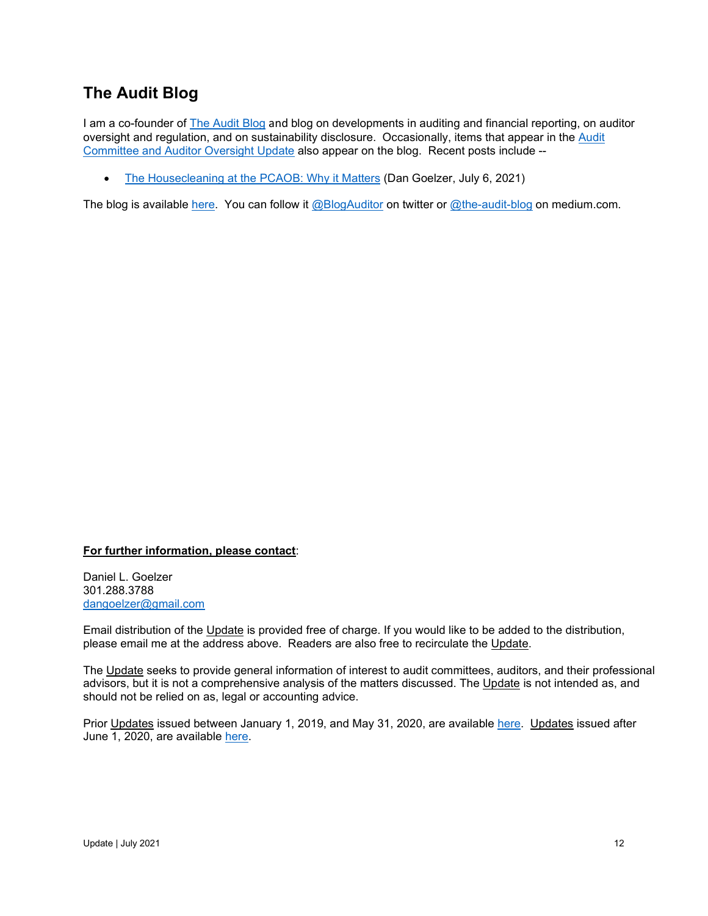## The Audit Blog

I am a co-founder of The Audit Blog and blog on developments in auditing and financial reporting, on auditor oversight and regulation, and on sustainability disclosure. Occasionally, items that appear in the Audit Committee and Auditor Oversight Update also appear on the blog. Recent posts include --

- The Housecleaning at the PCAOB: Why it Matters (Dan Goelzer, July 6, 2021)

The blog is available here. You can follow it @BlogAuditor on twitter or @the-audit-blog on medium.com.

**For further information, please contact**:

Daniel L. Goelzer
301.288.3788
dangoelzer@gmail.com

Email distribution of the Update is provided free of charge. If you would like to be added to the distribution, please email me at the address above. Readers are also free to recirculate the Update.

The Update seeks to provide general information of interest to audit committees, auditors, and their professional advisors, but it is not a comprehensive analysis of the matters discussed. The Update is not intended as, and should not be relied on as, legal or accounting advice.

Prior Updates issued between January 1, 2019, and May 31, 2020, are available here. Updates issued after June 1, 2020, are available here.